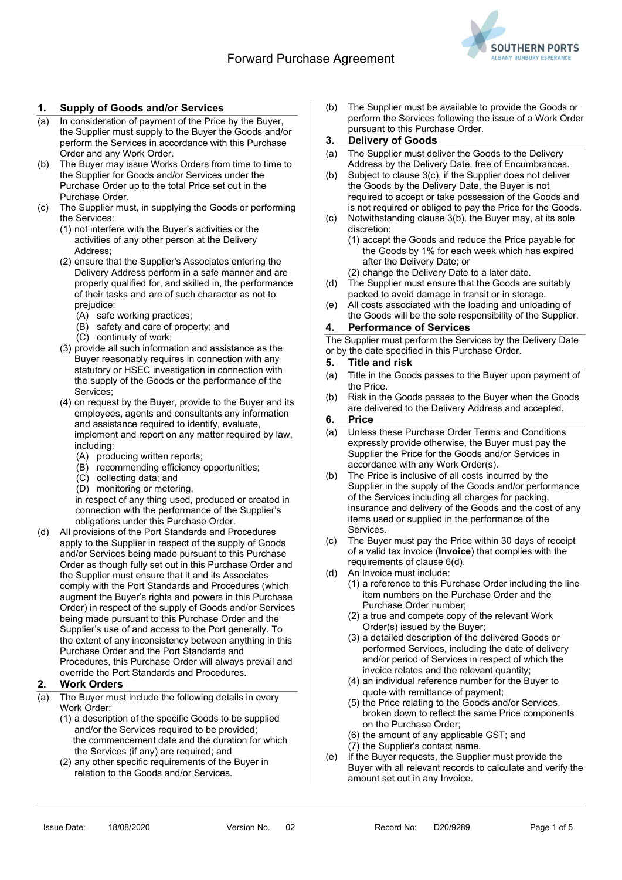# Forward Purchase Agreement

## 1. Supply of Goods and/or Services

(a) In consideration of payment of the Price by the Buyer, the Supplier must supply to the Buyer the Goods and/or perform the Services in accordance with this Purchase Order and any Work Order.

(b) The Buyer may issue Works Orders from time to time to the Supplier for Goods and/or Services under the Purchase Order up to the total Price set out in the Purchase Order.

(c) The Supplier must, in supplying the Goods or performing the Services:

  (1) not interfere with the Buyer's activities or the activities of any other person at the Delivery Address;

  (2) ensure that the Supplier's Associates entering the Delivery Address perform in a safe manner and are properly qualified for, and skilled in, the performance of their tasks and are of such character as not to prejudice:

    (A) safe working practices;

    (B) safety and care of property; and

    (C) continuity of work;

  (3) provide all such information and assistance as the Buyer reasonably requires in connection with any statutory or HSEC investigation in connection with the supply of the Goods or the performance of the Services;

  (4) on request by the Buyer, provide to the Buyer and its employees, agents and consultants any information and assistance required to identify, evaluate, implement and report on any matter required by law, including:

    (A) producing written reports;

    (B) recommending efficiency opportunities;

    (C) collecting data; and

    (D) monitoring or metering,

  in respect of any thing used, produced or created in connection with the performance of the Supplier's obligations under this Purchase Order.

(d) All provisions of the Port Standards and Procedures apply to the Supplier in respect of the supply of Goods and/or Services being made pursuant to this Purchase Order as though fully set out in this Purchase Order and the Supplier must ensure that it and its Associates comply with the Port Standards and Procedures (which augment the Buyer's rights and powers in this Purchase Order) in respect of the supply of Goods and/or Services being made pursuant to this Purchase Order and the Supplier's use of and access to the Port generally. To the extent of any inconsistency between anything in this Purchase Order and the Port Standards and Procedures, this Purchase Order will always prevail and override the Port Standards and Procedures.

## 2. Work Orders

(a) The Buyer must include the following details in every Work Order:

  (1) a description of the specific Goods to be supplied and/or the Services required to be provided; the commencement date and the duration for which the Services (if any) are required; and

  (2) any other specific requirements of the Buyer in relation to the Goods and/or Services.

(b) The Supplier must be available to provide the Goods or perform the Services following the issue of a Work Order pursuant to this Purchase Order.

## 3. Delivery of Goods

(a) The Supplier must deliver the Goods to the Delivery Address by the Delivery Date, free of Encumbrances.

(b) Subject to clause 3(c), if the Supplier does not deliver the Goods by the Delivery Date, the Buyer is not required to accept or take possession of the Goods and is not required or obliged to pay the Price for the Goods.

(c) Notwithstanding clause 3(b), the Buyer may, at its sole discretion:

  (1) accept the Goods and reduce the Price payable for the Goods by 1% for each week which has expired after the Delivery Date; or

  (2) change the Delivery Date to a later date.

(d) The Supplier must ensure that the Goods are suitably packed to avoid damage in transit or in storage.

(e) All costs associated with the loading and unloading of the Goods will be the sole responsibility of the Supplier.

## 4. Performance of Services

The Supplier must perform the Services by the Delivery Date or by the date specified in this Purchase Order.

## 5. Title and risk

(a) Title in the Goods passes to the Buyer upon payment of the Price.

(b) Risk in the Goods passes to the Buyer when the Goods are delivered to the Delivery Address and accepted.

## 6. Price

(a) Unless these Purchase Order Terms and Conditions expressly provide otherwise, the Buyer must pay the Supplier the Price for the Goods and/or Services in accordance with any Work Order(s).

(b) The Price is inclusive of all costs incurred by the Supplier in the supply of the Goods and/or performance of the Services including all charges for packing, insurance and delivery of the Goods and the cost of any items used or supplied in the performance of the Services.

(c) The Buyer must pay the Price within 30 days of receipt of a valid tax invoice (**Invoice**) that complies with the requirements of clause 6(d).

(d) An Invoice must include:

  (1) a reference to this Purchase Order including the line item numbers on the Purchase Order and the Purchase Order number;

  (2) a true and compete copy of the relevant Work Order(s) issued by the Buyer;

  (3) a detailed description of the delivered Goods or performed Services, including the date of delivery and/or period of Services in respect of which the invoice relates and the relevant quantity;

  (4) an individual reference number for the Buyer to quote with remittance of payment;

  (5) the Price relating to the Goods and/or Services, broken down to reflect the same Price components on the Purchase Order;

  (6) the amount of any applicable GST; and

  (7) the Supplier's contact name.

(e) If the Buyer requests, the Supplier must provide the Buyer with all relevant records to calculate and verify the amount set out in any Invoice.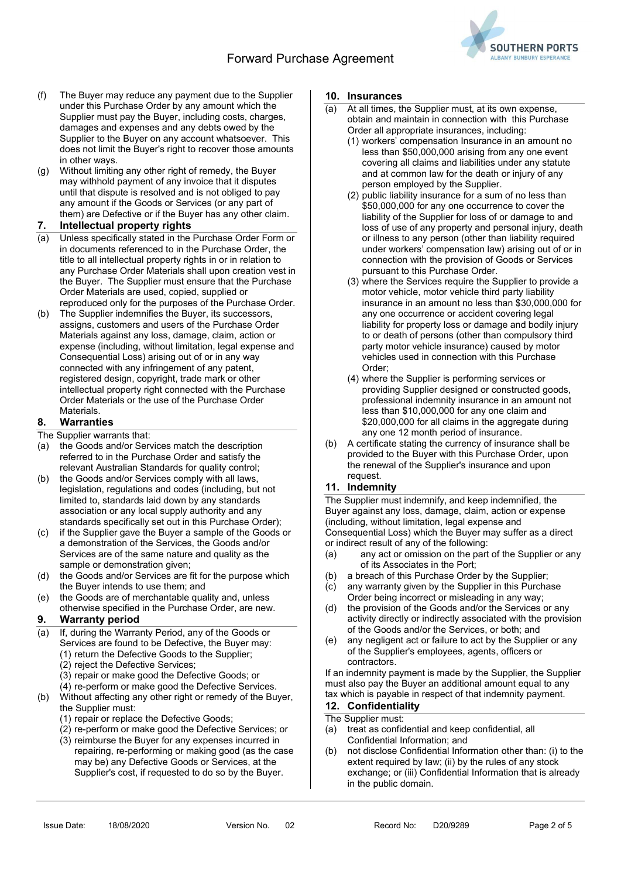(f) The Buyer may reduce any payment due to the Supplier under this Purchase Order by any amount which the Supplier must pay the Buyer, including costs, charges, damages and expenses and any debts owed by the Supplier to the Buyer on any account whatsoever. This does not limit the Buyer's right to recover those amounts in other ways.

(g) Without limiting any other right of remedy, the Buyer may withhold payment of any invoice that it disputes until that dispute is resolved and is not obliged to pay any amount if the Goods or Services (or any part of them) are Defective or if the Buyer has any other claim.

## 7. Intellectual property rights

(a) Unless specifically stated in the Purchase Order Form or in documents referenced to in the Purchase Order, the title to all intellectual property rights in or in relation to any Purchase Order Materials shall upon creation vest in the Buyer. The Supplier must ensure that the Purchase Order Materials are used, copied, supplied or reproduced only for the purposes of the Purchase Order.

(b) The Supplier indemnifies the Buyer, its successors, assigns, customers and users of the Purchase Order Materials against any loss, damage, claim, action or expense (including, without limitation, legal expense and Consequential Loss) arising out of or in any way connected with any infringement of any patent, registered design, copyright, trade mark or other intellectual property right connected with the Purchase Order Materials or the use of the Purchase Order Materials.

## 8. Warranties

The Supplier warrants that:

(a) the Goods and/or Services match the description referred to in the Purchase Order and satisfy the relevant Australian Standards for quality control;

(b) the Goods and/or Services comply with all laws, legislation, regulations and codes (including, but not limited to, standards laid down by any standards association or any local supply authority and any standards specifically set out in this Purchase Order);

(c) if the Supplier gave the Buyer a sample of the Goods or a demonstration of the Services, the Goods and/or Services are of the same nature and quality as the sample or demonstration given;

(d) the Goods and/or Services are fit for the purpose which the Buyer intends to use them; and

(e) the Goods are of merchantable quality and, unless otherwise specified in the Purchase Order, are new.

## 9. Warranty period

(a) If, during the Warranty Period, any of the Goods or Services are found to be Defective, the Buyer may:
   (1) return the Defective Goods to the Supplier;
   (2) reject the Defective Services;
   (3) repair or make good the Defective Goods; or
   (4) re-perform or make good the Defective Services.

(b) Without affecting any other right or remedy of the Buyer, the Supplier must:
   (1) repair or replace the Defective Goods;
   (2) re-perform or make good the Defective Services; or
   (3) reimburse the Buyer for any expenses incurred in repairing, re-performing or making good (as the case may be) any Defective Goods or Services, at the Supplier's cost, if requested to do so by the Buyer.

## 10. Insurances

(a) At all times, the Supplier must, at its own expense, obtain and maintain in connection with this Purchase Order all appropriate insurances, including:
   (1) workers' compensation Insurance in an amount no less than $50,000,000 arising from any one event covering all claims and liabilities under any statute and at common law for the death or injury of any person employed by the Supplier.
   (2) public liability insurance for a sum of no less than $50,000,000 for any one occurrence to cover the liability of the Supplier for loss of or damage to and loss of use of any property and personal injury, death or illness to any person (other than liability required under workers' compensation law) arising out of or in connection with the provision of Goods or Services pursuant to this Purchase Order.
   (3) where the Services require the Supplier to provide a motor vehicle, motor vehicle third party liability insurance in an amount no less than $30,000,000 for any one occurrence or accident covering legal liability for property loss or damage and bodily injury to or death of persons (other than compulsory third party motor vehicle insurance) caused by motor vehicles used in connection with this Purchase Order;
   (4) where the Supplier is performing services or providing Supplier designed or constructed goods, professional indemnity insurance in an amount not less than $10,000,000 for any one claim and $20,000,000 for all claims in the aggregate during any one 12 month period of insurance.

(b) A certificate stating the currency of insurance shall be provided to the Buyer with this Purchase Order, upon the renewal of the Supplier's insurance and upon request.

## 11. Indemnity

The Supplier must indemnify, and keep indemnified, the Buyer against any loss, damage, claim, action or expense (including, without limitation, legal expense and Consequential Loss) which the Buyer may suffer as a direct or indirect result of any of the following:

(a) any act or omission on the part of the Supplier or any of its Associates in the Port;

(b) a breach of this Purchase Order by the Supplier;

(c) any warranty given by the Supplier in this Purchase Order being incorrect or misleading in any way;

(d) the provision of the Goods and/or the Services or any activity directly or indirectly associated with the provision of the Goods and/or the Services, or both; and

(e) any negligent act or failure to act by the Supplier or any of the Supplier's employees, agents, officers or contractors.

If an indemnity payment is made by the Supplier, the Supplier must also pay the Buyer an additional amount equal to any tax which is payable in respect of that indemnity payment.

## 12. Confidentiality

The Supplier must:

(a) treat as confidential and keep confidential, all Confidential Information; and

(b) not disclose Confidential Information other than: (i) to the extent required by law; (ii) by the rules of any stock exchange; or (iii) Confidential Information that is already in the public domain.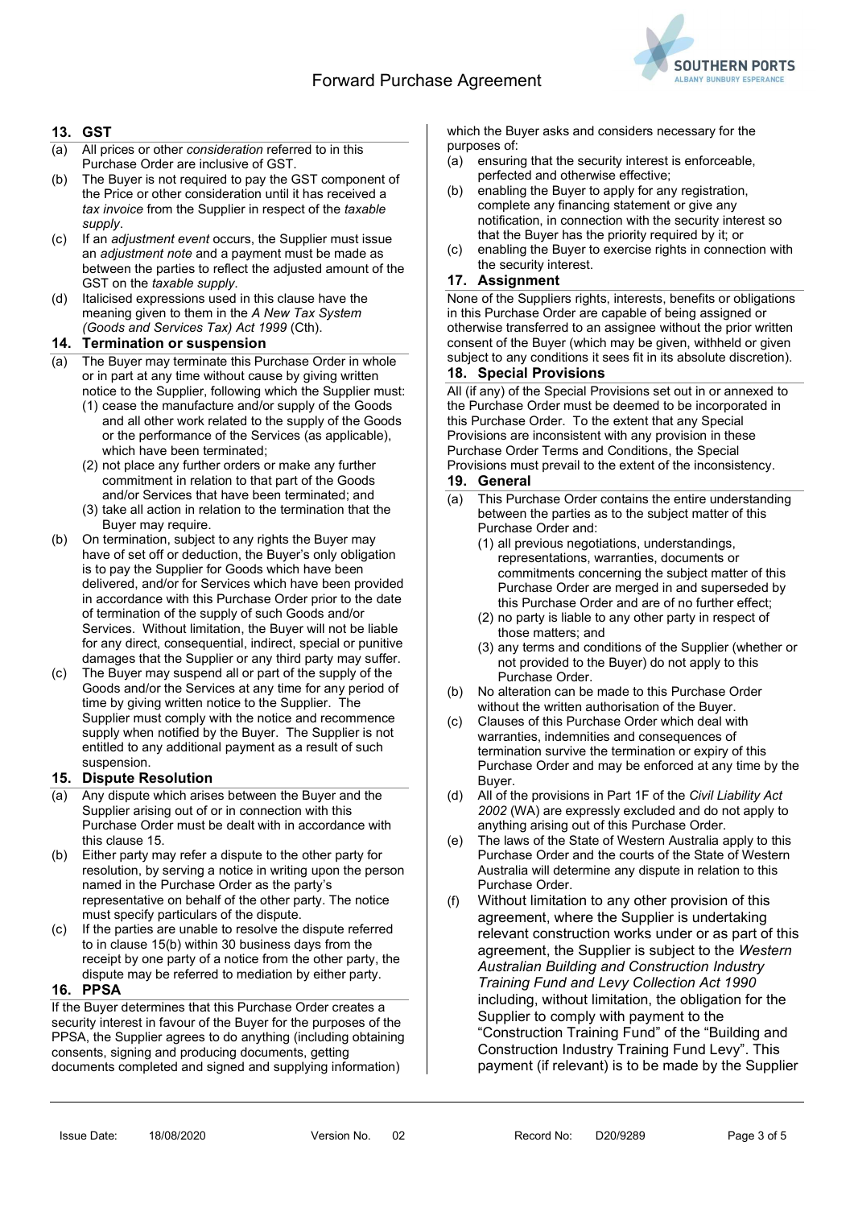## 13. GST

(a) All prices or other *consideration* referred to in this Purchase Order are inclusive of GST.

(b) The Buyer is not required to pay the GST component of the Price or other consideration until it has received a *tax invoice* from the Supplier in respect of the *taxable supply*.

(c) If an *adjustment event* occurs, the Supplier must issue an *adjustment note* and a payment must be made as between the parties to reflect the adjusted amount of the GST on the *taxable supply*.

(d) Italicised expressions used in this clause have the meaning given to them in the *A New Tax System (Goods and Services Tax) Act 1999* (Cth).

## 14. Termination or suspension

(a) The Buyer may terminate this Purchase Order in whole or in part at any time without cause by giving written notice to the Supplier, following which the Supplier must:
  (1) cease the manufacture and/or supply of the Goods and all other work related to the supply of the Goods or the performance of the Services (as applicable), which have been terminated;
  (2) not place any further orders or make any further commitment in relation to that part of the Goods and/or Services that have been terminated; and
  (3) take all action in relation to the termination that the Buyer may require.

(b) On termination, subject to any rights the Buyer may have of set off or deduction, the Buyer's only obligation is to pay the Supplier for Goods which have been delivered, and/or for Services which have been provided in accordance with this Purchase Order prior to the date of termination of the supply of such Goods and/or Services. Without limitation, the Buyer will not be liable for any direct, consequential, indirect, special or punitive damages that the Supplier or any third party may suffer.

(c) The Buyer may suspend all or part of the supply of the Goods and/or the Services at any time for any period of time by giving written notice to the Supplier. The Supplier must comply with the notice and recommence supply when notified by the Buyer. The Supplier is not entitled to any additional payment as a result of such suspension.

## 15. Dispute Resolution

(a) Any dispute which arises between the Buyer and the Supplier arising out of or in connection with this Purchase Order must be dealt with in accordance with this clause 15.

(b) Either party may refer a dispute to the other party for resolution, by serving a notice in writing upon the person named in the Purchase Order as the party's representative on behalf of the other party. The notice must specify particulars of the dispute.

(c) If the parties are unable to resolve the dispute referred to in clause 15(b) within 30 business days from the receipt by one party of a notice from the other party, the dispute may be referred to mediation by either party.

## 16. PPSA

If the Buyer determines that this Purchase Order creates a security interest in favour of the Buyer for the purposes of the PPSA, the Supplier agrees to do anything (including obtaining consents, signing and producing documents, getting documents completed and signed and supplying information) which the Buyer asks and considers necessary for the purposes of:

(a) ensuring that the security interest is enforceable, perfected and otherwise effective;

(b) enabling the Buyer to apply for any registration, complete any financing statement or give any notification, in connection with the security interest so that the Buyer has the priority required by it; or

(c) enabling the Buyer to exercise rights in connection with the security interest.

## 17. Assignment

None of the Suppliers rights, interests, benefits or obligations in this Purchase Order are capable of being assigned or otherwise transferred to an assignee without the prior written consent of the Buyer (which may be given, withheld or given subject to any conditions it sees fit in its absolute discretion).

## 18. Special Provisions

All (if any) of the Special Provisions set out in or annexed to the Purchase Order must be deemed to be incorporated in this Purchase Order. To the extent that any Special Provisions are inconsistent with any provision in these Purchase Order Terms and Conditions, the Special Provisions must prevail to the extent of the inconsistency.

## 19. General

(a) This Purchase Order contains the entire understanding between the parties as to the subject matter of this Purchase Order and:
  (1) all previous negotiations, understandings, representations, warranties, documents or commitments concerning the subject matter of this Purchase Order are merged in and superseded by this Purchase Order and are of no further effect;
  (2) no party is liable to any other party in respect of those matters; and
  (3) any terms and conditions of the Supplier (whether or not provided to the Buyer) do not apply to this Purchase Order.

(b) No alteration can be made to this Purchase Order without the written authorisation of the Buyer.

(c) Clauses of this Purchase Order which deal with warranties, indemnities and consequences of termination survive the termination or expiry of this Purchase Order and may be enforced at any time by the Buyer.

(d) All of the provisions in Part 1F of the *Civil Liability Act 2002* (WA) are expressly excluded and do not apply to anything arising out of this Purchase Order.

(e) The laws of the State of Western Australia apply to this Purchase Order and the courts of the State of Western Australia will determine any dispute in relation to this Purchase Order.

(f) Without limitation to any other provision of this agreement, where the Supplier is undertaking relevant construction works under or as part of this agreement, the Supplier is subject to the *Western Australian Building and Construction Industry Training Fund and Levy Collection Act 1990* including, without limitation, the obligation for the Supplier to comply with payment to the "Construction Training Fund" of the "Building and Construction Industry Training Fund Levy". This payment (if relevant) is to be made by the Supplier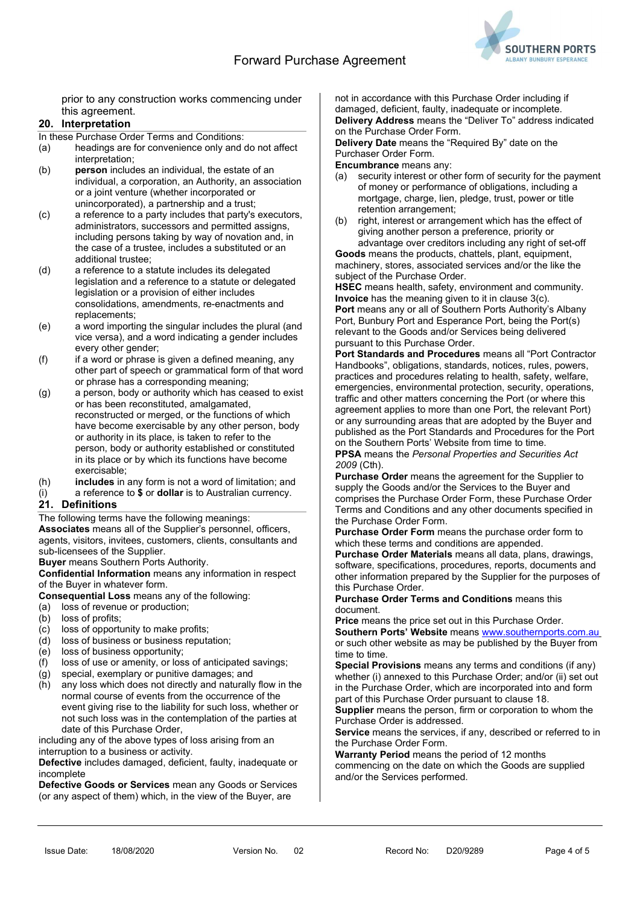prior to any construction works commencing under this agreement.

## 20. Interpretation

In these Purchase Order Terms and Conditions:

(a) headings are for convenience only and do not affect interpretation;

(b) **person** includes an individual, the estate of an individual, a corporation, an Authority, an association or a joint venture (whether incorporated or unincorporated), a partnership and a trust;

(c) a reference to a party includes that party's executors, administrators, successors and permitted assigns, including persons taking by way of novation and, in the case of a trustee, includes a substituted or an additional trustee;

(d) a reference to a statute includes its delegated legislation and a reference to a statute or delegated legislation or a provision of either includes consolidations, amendments, re-enactments and replacements;

(e) a word importing the singular includes the plural (and vice versa), and a word indicating a gender includes every other gender;

(f) if a word or phrase is given a defined meaning, any other part of speech or grammatical form of that word or phrase has a corresponding meaning;

(g) a person, body or authority which has ceased to exist or has been reconstituted, amalgamated, reconstructed or merged, or the functions of which have become exercisable by any other person, body or authority in its place, is taken to refer to the person, body or authority established or constituted in its place or by which its functions have become exercisable;

(h) **includes** in any form is not a word of limitation; and

(i) a reference to **$** or **dollar** is to Australian currency.

## 21. Definitions

The following terms have the following meanings:

**Associates** means all of the Supplier's personnel, officers, agents, visitors, invitees, customers, clients, consultants and sub-licensees of the Supplier.

**Buyer** means Southern Ports Authority.

**Confidential Information** means any information in respect of the Buyer in whatever form.

**Consequential Loss** means any of the following:

(a) loss of revenue or production;

(b) loss of profits;

(c) loss of opportunity to make profits;

(d) loss of business or business reputation;

(e) loss of business opportunity;

(f) loss of use or amenity, or loss of anticipated savings;

(g) special, exemplary or punitive damages; and

(h) any loss which does not directly and naturally flow in the normal course of events from the occurrence of the event giving rise to the liability for such loss, whether or not such loss was in the contemplation of the parties at date of this Purchase Order,

including any of the above types of loss arising from an interruption to a business or activity.

**Defective** includes damaged, deficient, faulty, inadequate or incomplete

**Defective Goods or Services** mean any Goods or Services (or any aspect of them) which, in the view of the Buyer, are not in accordance with this Purchase Order including if damaged, deficient, faulty, inadequate or incomplete.

**Delivery Address** means the "Deliver To" address indicated on the Purchase Order Form.

**Delivery Date** means the "Required By" date on the Purchaser Order Form.

**Encumbrance** means any:

(a) security interest or other form of security for the payment of money or performance of obligations, including a mortgage, charge, lien, pledge, trust, power or title retention arrangement;

(b) right, interest or arrangement which has the effect of giving another person a preference, priority or advantage over creditors including any right of set-off

**Goods** means the products, chattels, plant, equipment, machinery, stores, associated services and/or the like the subject of the Purchase Order.

**HSEC** means health, safety, environment and community.

**Invoice** has the meaning given to it in clause 3(c).

**Port** means any or all of Southern Ports Authority's Albany Port, Bunbury Port and Esperance Port, being the Port(s) relevant to the Goods and/or Services being delivered pursuant to this Purchase Order.

**Port Standards and Procedures** means all "Port Contractor Handbooks", obligations, standards, notices, rules, powers, practices and procedures relating to health, safety, welfare, emergencies, environmental protection, security, operations, traffic and other matters concerning the Port (or where this agreement applies to more than one Port, the relevant Port) or any surrounding areas that are adopted by the Buyer and published as the Port Standards and Procedures for the Port on the Southern Ports' Website from time to time.

**PPSA** means the *Personal Properties and Securities Act 2009* (Cth).

**Purchase Order** means the agreement for the Supplier to supply the Goods and/or the Services to the Buyer and comprises the Purchase Order Form, these Purchase Order Terms and Conditions and any other documents specified in the Purchase Order Form.

**Purchase Order Form** means the purchase order form to which these terms and conditions are appended.

**Purchase Order Materials** means all data, plans, drawings, software, specifications, procedures, reports, documents and other information prepared by the Supplier for the purposes of this Purchase Order.

**Purchase Order Terms and Conditions** means this document.

**Price** means the price set out in this Purchase Order.

**Southern Ports' Website** means www.southernports.com.au or such other website as may be published by the Buyer from time to time.

**Special Provisions** means any terms and conditions (if any) whether (i) annexed to this Purchase Order; and/or (ii) set out in the Purchase Order, which are incorporated into and form part of this Purchase Order pursuant to clause 18.

**Supplier** means the person, firm or corporation to whom the Purchase Order is addressed.

**Service** means the services, if any, described or referred to in the Purchase Order Form.

**Warranty Period** means the period of 12 months commencing on the date on which the Goods are supplied and/or the Services performed.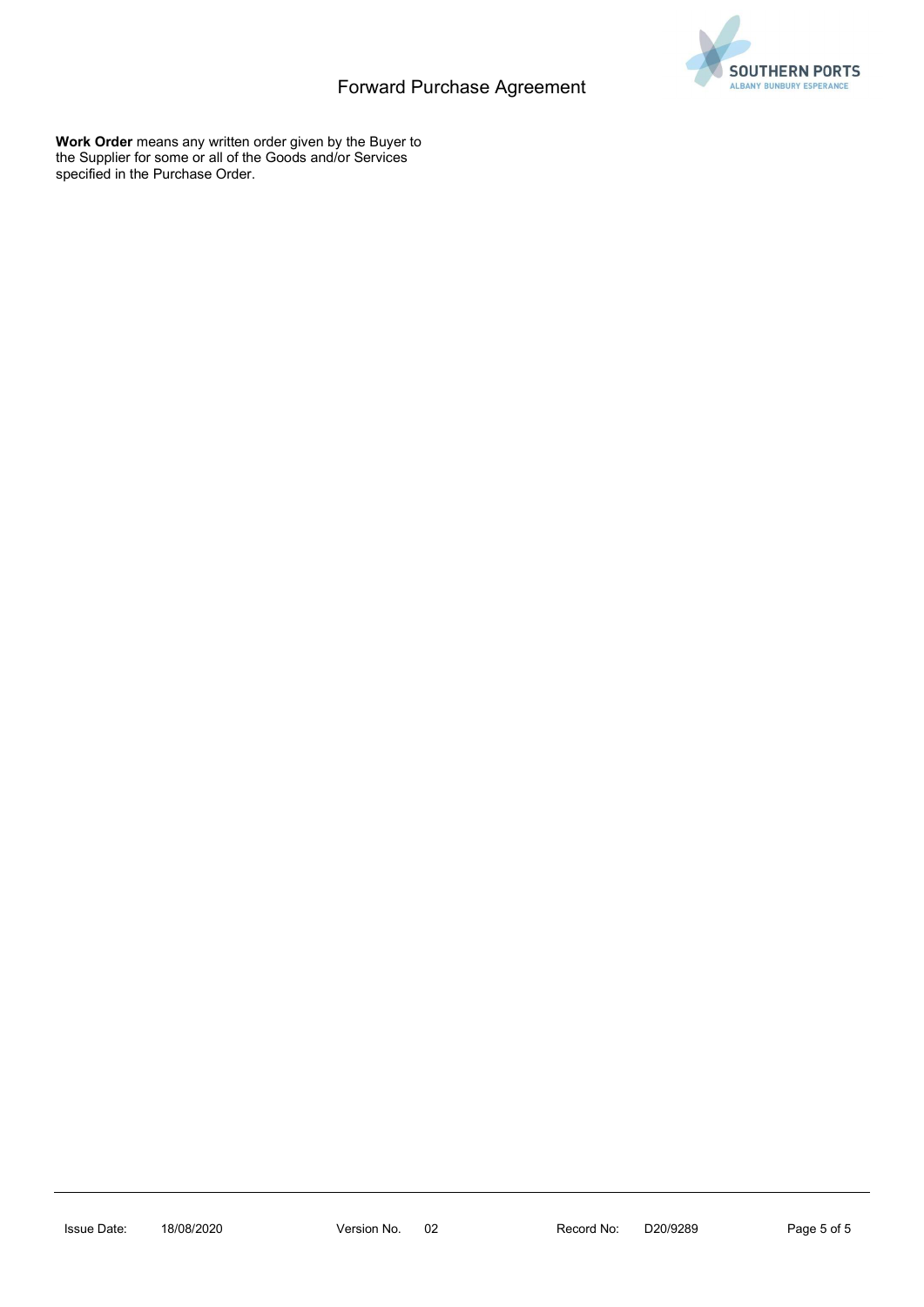**Work Order** means any written order given by the Buyer to the Supplier for some or all of the Goods and/or Services specified in the Purchase Order.